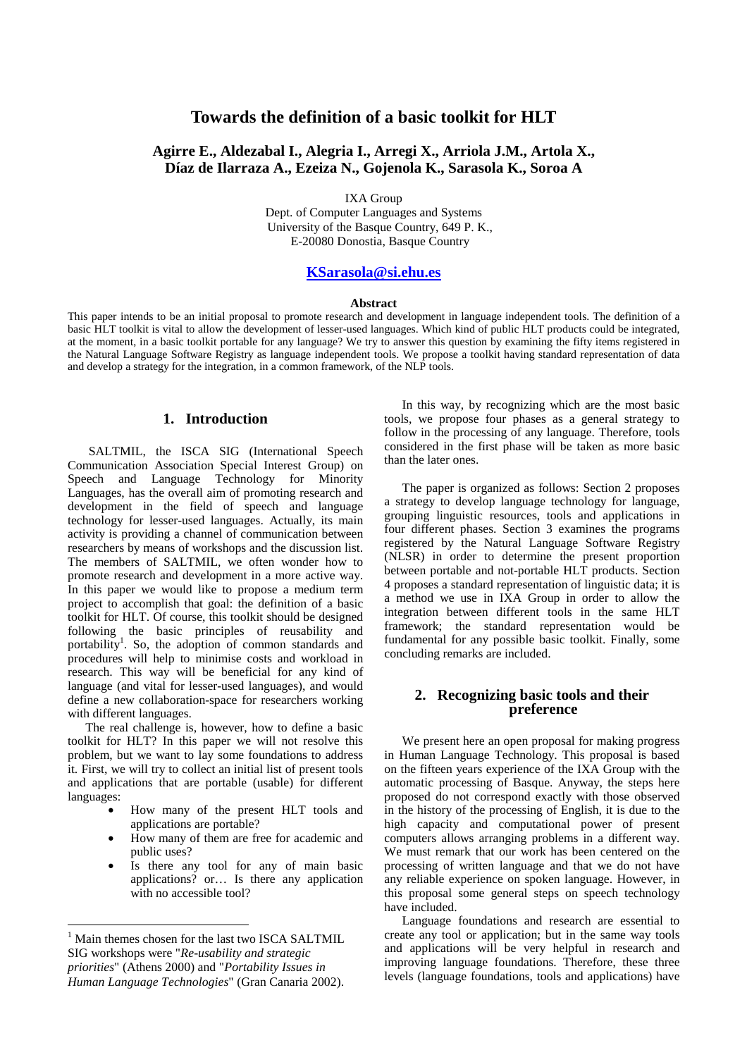# Towards the definition of a basic toolkit for HLT

**Agirre E., Aldezabal I., Alegria I., Arregi X., Arriola J.M., Artola X., Díaz de Ilarraza A., Ezeiza N., Gojenola K., Sarasola K., Soroa A**

IXA Group
Dept. of Computer Languages and Systems
University of the Basque Country, 649 P. K.,
E-20080 Donostia, Basque Country

**KSarasola@si.ehu.es**

**Abstract**

This paper intends to be an initial proposal to promote research and development in language independent tools. The definition of a basic HLT toolkit is vital to allow the development of lesser-used languages. Which kind of public HLT products could be integrated, at the moment, in a basic toolkit portable for any language? We try to answer this question by examining the fifty items registered in the Natural Language Software Registry as language independent tools. We propose a toolkit having standard representation of data and develop a strategy for the integration, in a common framework, of the NLP tools.

## 1. Introduction

SALTMIL, the ISCA SIG (International Speech Communication Association Special Interest Group) on Speech and Language Technology for Minority Languages, has the overall aim of promoting research and development in the field of speech and language technology for lesser-used languages. Actually, its main activity is providing a channel of communication between researchers by means of workshops and the discussion list. The members of SALTMIL, we often wonder how to promote research and development in a more active way. In this paper we would like to propose a medium term project to accomplish that goal: the definition of a basic toolkit for HLT. Of course, this toolkit should be designed following the basic principles of reusability and portability[1]. So, the adoption of common standards and procedures will help to minimise costs and workload in research. This way will be beneficial for any kind of language (and vital for lesser-used languages), and would define a new collaboration-space for researchers working with different languages.

The real challenge is, however, how to define a basic toolkit for HLT? In this paper we will not resolve this problem, but we want to lay some foundations to address it. First, we will try to collect an initial list of present tools and applications that are portable (usable) for different languages:

- How many of the present HLT tools and applications are portable?
- How many of them are free for academic and public uses?
- Is there any tool for any of main basic applications? or… Is there any application with no accessible tool?

In this way, by recognizing which are the most basic tools, we propose four phases as a general strategy to follow in the processing of any language. Therefore, tools considered in the first phase will be taken as more basic than the later ones.

The paper is organized as follows: Section 2 proposes a strategy to develop language technology for language, grouping linguistic resources, tools and applications in four different phases. Section 3 examines the programs registered by the Natural Language Software Registry (NLSR) in order to determine the present proportion between portable and not-portable HLT products. Section 4 proposes a standard representation of linguistic data; it is a method we use in IXA Group in order to allow the integration between different tools in the same HLT framework; the standard representation would be fundamental for any possible basic toolkit. Finally, some concluding remarks are included.

## 2. Recognizing basic tools and their preference

We present here an open proposal for making progress in Human Language Technology. This proposal is based on the fifteen years experience of the IXA Group with the automatic processing of Basque. Anyway, the steps here proposed do not correspond exactly with those observed in the history of the processing of English, it is due to the high capacity and computational power of present computers allows arranging problems in a different way. We must remark that our work has been centered on the processing of written language and that we do not have any reliable experience on spoken language. However, in this proposal some general steps on speech technology have included.

Language foundations and research are essential to create any tool or application; but in the same way tools and applications will be very helpful in research and improving language foundations. Therefore, these three levels (language foundations, tools and applications) have

[1] Main themes chosen for the last two ISCA SALTMIL SIG workshops were "*Re-usability and strategic priorities*" (Athens 2000) and "*Portability Issues in Human Language Technologies*" (Gran Canaria 2002).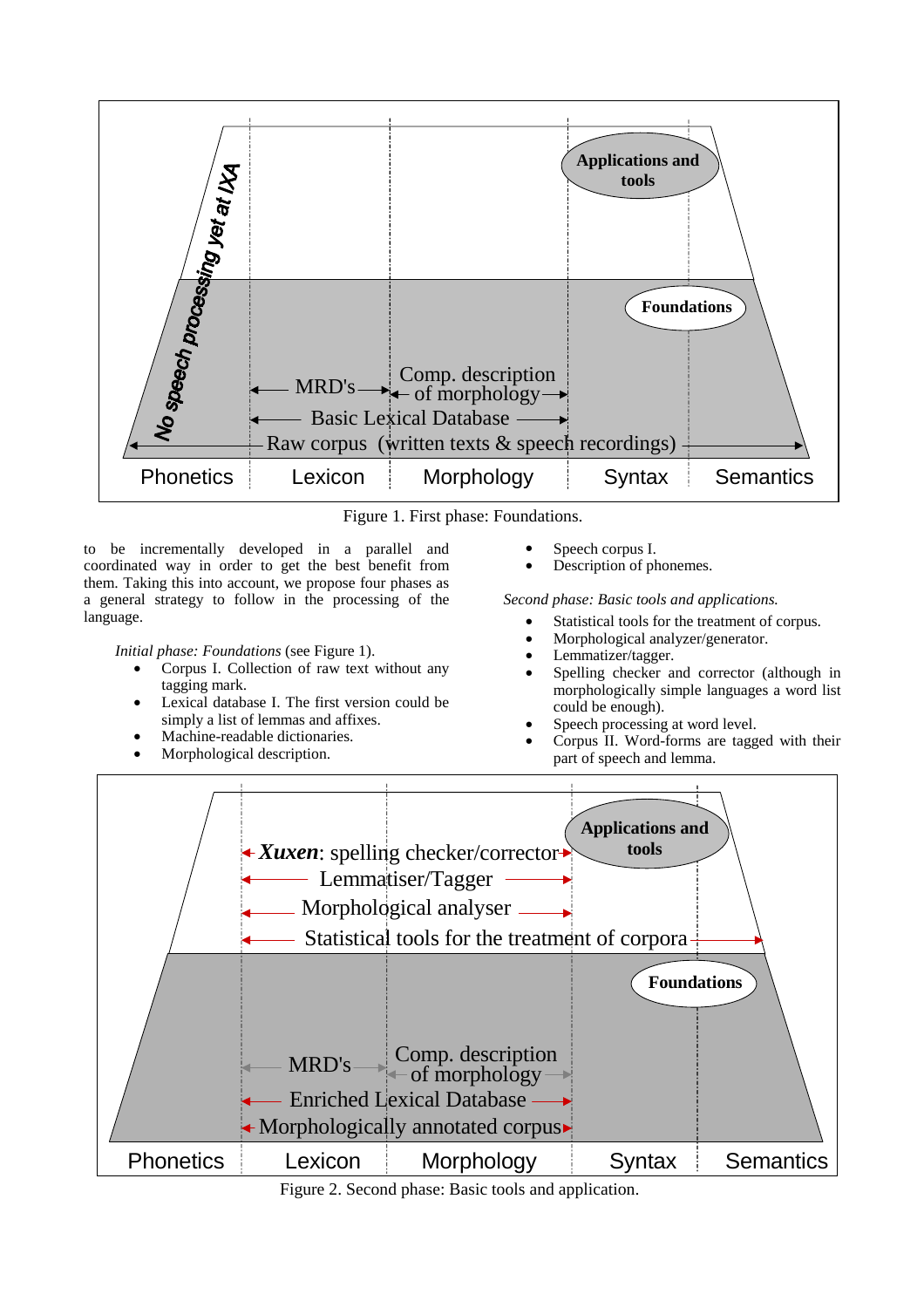Figure 1. First phase: Foundations.

to be incrementally developed in a parallel and coordinated way in order to get the best benefit from them. Taking this into account, we propose four phases as a general strategy to follow in the processing of the language.

*Initial phase: Foundations* (see Figure 1).

- Corpus I. Collection of raw text without any tagging mark.
- Lexical database I. The first version could be simply a list of lemmas and affixes.
- Machine-readable dictionaries.
- Morphological description.
- Speech corpus I.
- Description of phonemes.

*Second phase: Basic tools and applications.*

- Statistical tools for the treatment of corpus.
- Morphological analyzer/generator.
- Lemmatizer/tagger.
- Spelling checker and corrector (although in morphologically simple languages a word list could be enough).
- Speech processing at word level.
- Corpus II. Word-forms are tagged with their part of speech and lemma.

Figure 2. Second phase: Basic tools and application.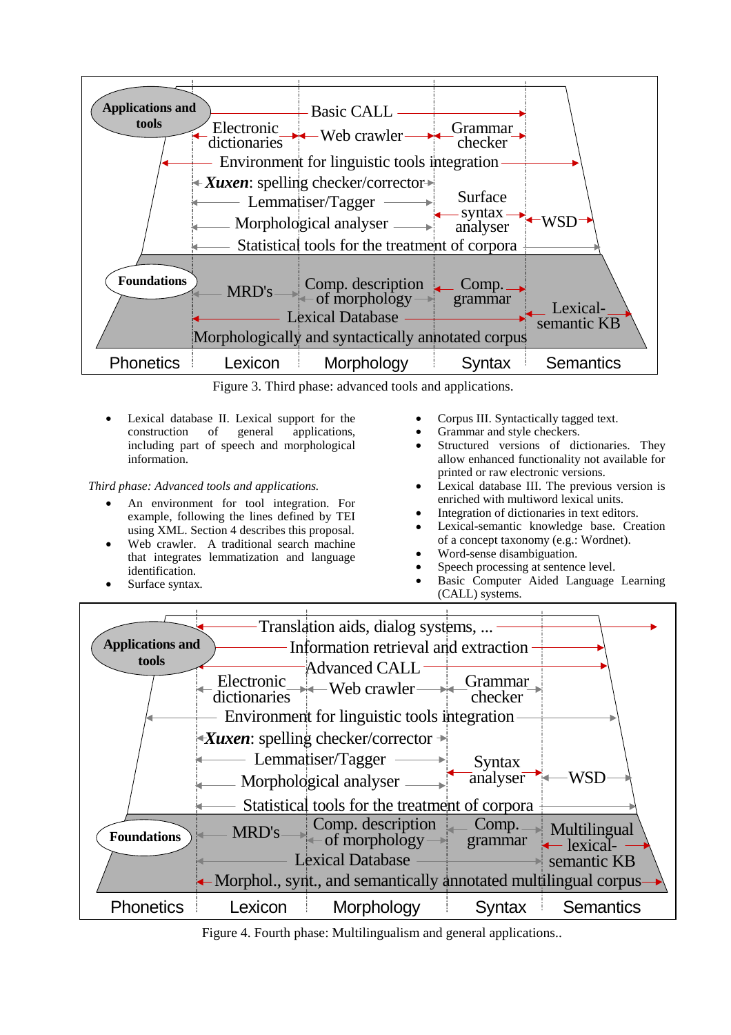Figure 3. Third phase: advanced tools and applications.

- Lexical database II. Lexical support for the construction of general applications, including part of speech and morphological information.

*Third phase: Advanced tools and applications.*

- An environment for tool integration. For example, following the lines defined by TEI using XML. Section 4 describes this proposal.
- Web crawler. A traditional search machine that integrates lemmatization and language identification.
- Surface syntax.
- Corpus III. Syntactically tagged text.
- Grammar and style checkers.
- Structured versions of dictionaries. They allow enhanced functionality not available for printed or raw electronic versions.
- Lexical database III. The previous version is enriched with multiword lexical units.
- Integration of dictionaries in text editors.
- Lexical-semantic knowledge base. Creation of a concept taxonomy (e.g.: Wordnet).
- Word-sense disambiguation.
- Speech processing at sentence level.
- Basic Computer Aided Language Learning (CALL) systems.

Figure 4. Fourth phase: Multilingualism and general applications..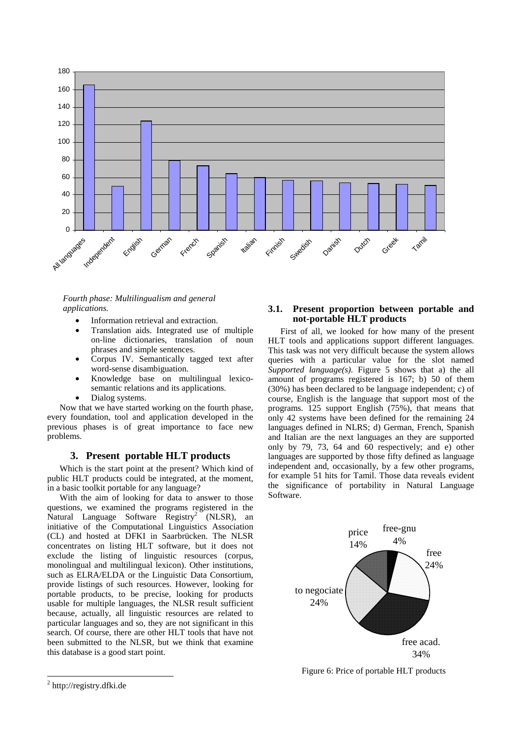*Fourth phase: Multilingualism and general applications.*

- Information retrieval and extraction.
- Translation aids. Integrated use of multiple on-line dictionaries, translation of noun phrases and simple sentences.
- Corpus IV. Semantically tagged text after word-sense disambiguation.
- Knowledge base on multilingual lexico-semantic relations and its applications.
- Dialog systems.

Now that we have started working on the fourth phase, every foundation, tool and application developed in the previous phases is of great importance to face new problems.

## 3. Present portable HLT products

Which is the start point at the present? Which kind of public HLT products could be integrated, at the moment, in a basic toolkit portable for any language?

With the aim of looking for data to answer to those questions, we examined the programs registered in the Natural Language Software Registry[2] (NLSR), an initiative of the Computational Linguistics Association (CL) and hosted at DFKI in Saarbrücken. The NLSR concentrates on listing HLT software, but it does not exclude the listing of linguistic resources (corpus, monolingual and multilingual lexicon). Other institutions, such as ELRA/ELDA or the Linguistic Data Consortium, provide listings of such resources. However, looking for portable products, to be precise, looking for products usable for multiple languages, the NLSR result sufficient because, actually, all linguistic resources are related to particular languages and so, they are not significant in this search. Of course, there are other HLT tools that have not been submitted to the NLSR, but we think that examine this database is a good start point.

### 3.1. Present proportion between portable and not-portable HLT products

First of all, we looked for how many of the present HLT tools and applications support different languages. This task was not very difficult because the system allows queries with a particular value for the slot named *Supported language(s)*. Figure 5 shows that a) the all amount of programs registered is 167; b) 50 of them (30%) has been declared to be language independent; c) of course, English is the language that support most of the programs. 125 support English (75%), that means that only 42 systems have been defined for the remaining 24 languages defined in NLRS; d) German, French, Spanish and Italian are the next languages an they are supported only by 79, 73, 64 and 60 respectively; and e) other languages are supported by those fifty defined as language independent and, occasionally, by a few other programs, for example 51 hits for Tamil. Those data reveals evident the significance of portability in Natural Language Software.

Figure 6: Price of portable HLT products

[2] http://registry.dfki.de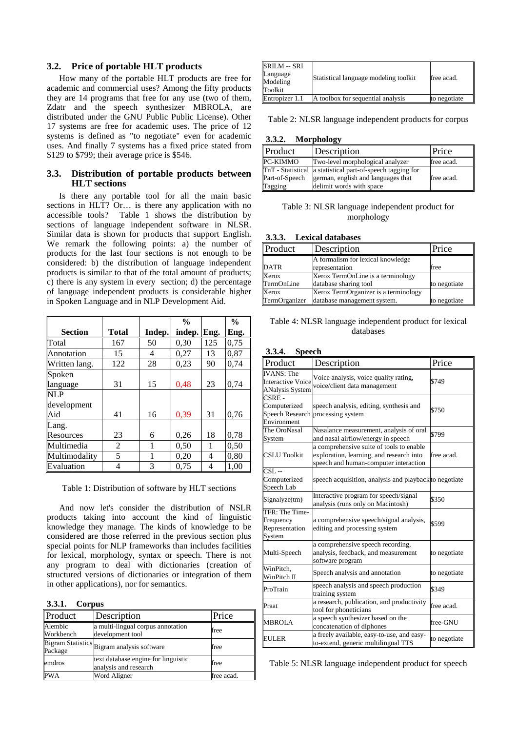### 3.2. Price of portable HLT products

How many of the portable HLT products are free for academic and commercial uses? Among the fifty products they are 14 programs that free for any use (two of them, Zdatr and the speech synthesizer MBROLA, are distributed under the GNU Public Public License). Other 17 systems are free for academic uses. The price of 12 systems is defined as "to negotiate" even for academic uses. And finally 7 systems has a fixed price stated from $129 to $799; their average price is $546.

### 3.3. Distribution of portable products between HLT sections

Is there any portable tool for all the main basic sections in HLT? Or… is there any application with no accessible tools? Table 1 shows the distribution by sections of language independent software in NLSR. Similar data is shown for products that support English. We remark the following points: a) the number of products for the last four sections is not enough to be considered: b) the distribution of language independent products is similar to that of the total amount of products; c) there is any system in every section; d) the percentage of language independent products is considerable higher in Spoken Language and in NLP Development Aid.

| Section | Total | Indep. | % indep. | Eng. | % Eng. |
|---|---|---|---|---|---|
| Total | 167 | 50 | 0,30 | 125 | 0,75 |
| Annotation | 15 | 4 | 0,27 | 13 | 0,87 |
| Written lang. | 122 | 28 | 0,23 | 90 | 0,74 |
| Spoken language | 31 | 15 | 0,48 | 23 | 0,74 |
| NLP development Aid | 41 | 16 | 0,39 | 31 | 0,76 |
| Lang. Resources | 23 | 6 | 0,26 | 18 | 0,78 |
| Multimedia | 2 | 1 | 0,50 | 1 | 0,50 |
| Multimodality | 5 | 1 | 0,20 | 4 | 0,80 |
| Evaluation | 4 | 3 | 0,75 | 4 | 1,00 |

Table 1: Distribution of software by HLT sections

And now let's consider the distribution of NSLR products taking into account the kind of linguistic knowledge they manage. The kinds of knowledge to be considered are those referred in the previous section plus special points for NLP frameworks that includes facilities for lexical, morphology, syntax or speech. There is not any program to deal with dictionaries (creation of structured versions of dictionaries or integration of them in other applications), nor for semantics.

#### 3.3.1. Corpus

| Product | Description | Price |
|---|---|---|
| Alembic Workbench | a multi-lingual corpus annotation development tool | free |
| Bigram Statistics Package | Bigram analysis software | free |
| emdros | text database engine for linguistic analysis and research | free |
| PWA | Word Aligner | free acad. |
| SRILM -- SRI Language Modeling Toolkit | Statistical language modeling toolkit | free acad. |
| Entropizer 1.1 | A toolbox for sequential analysis | to negotiate |

Table 2: NLSR language independent products for corpus

#### 3.3.2. Morphology

| Product | Description | Price |
|---|---|---|
| PC-KIMMO | Two-level morphological analyzer | free acad. |
| TnT - Statistical Part-of-Speech Tagging | a statistical part-of-speech tagging for german, english and languages that delimit words with space | free acad. |

Table 3: NLSR language independent product for morphology

#### 3.3.3. Lexical databases

| Product | Description | Price |
|---|---|---|
| DATR | A formalism for lexical knowledge representation | free |
| Xerox TermOnLine | Xerox TermOnLine is a terminology database sharing tool | to negotiate |
| Xerox TermOrganizer | Xerox TermOrganizer is a terminology database management system. | to negotiate |

Table 4: NLSR language independent product for lexical databases

#### 3.3.4. Speech

| Product | Description | Price |
|---|---|---|
| IVANS: The Interactive Voice ANalysis System | Voice analysis, voice quality rating, voice/client data management | $749 |
| CSRE - Computerized Speech Research Environment | speech analysis, editing, synthesis and processing system | $750 |
| The OroNasal System | Nasalance measurement, analysis of oral and nasal airflow/energy in speech | $799 |
| CSLU Toolkit | a comprehensive suite of tools to enable exploration, learning, and research into speech and human-computer interaction | free acad. |
| CSL -- Computerized Speech Lab | speech acquisition, analysis and playback | to negotiate |
| Signalyze(tm) | Interactive program for speech/signal analysis (runs only on Macintosh) | $350 |
| TFR: The Time-Frequency Representation System | a comprehensive speech/signal analysis, editing and processing system | $599 |
| Multi-Speech | a comprehensive speech recording, analysis, feedback, and measurement software program | to negotiate |
| WinPitch, WinPitch II | Speech analysis and annotation | to negotiate |
| ProTrain | speech analysis and speech production training system | $349 |
| Praat | a research, publication, and productivity tool for phoneticians | free acad. |
| MBROLA | a speech synthesizer based on the concatenation of diphones | free-GNU |
| EULER | a freely available, easy-to-use, and easy-to-extend, generic multilingual TTS | to negotiate |

Table 5: NLSR language independent product for speech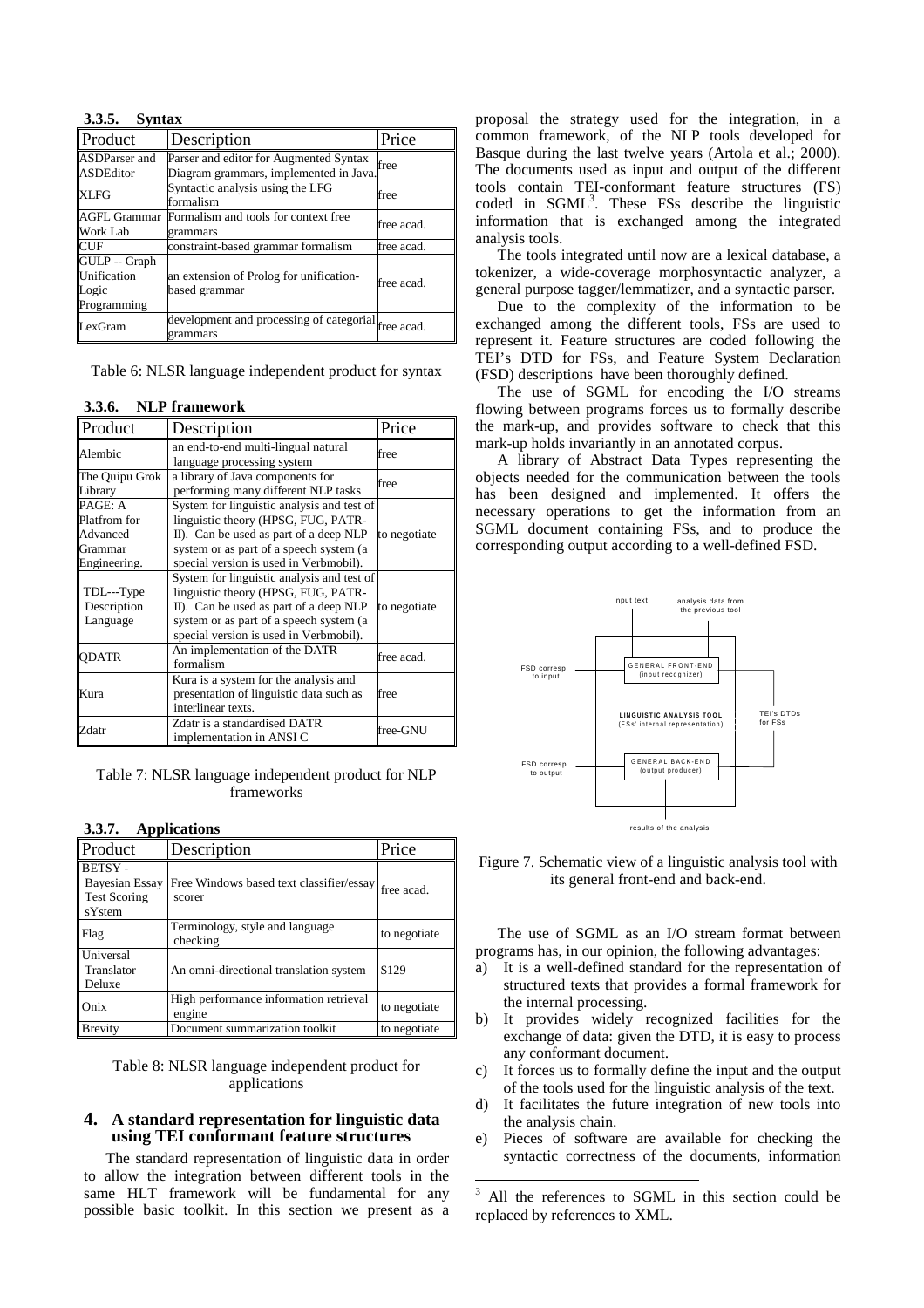#### 3.3.5. Syntax

| Product | Description | Price |
|---|---|---|
| ASDParser and ASDEditor | Parser and editor for Augmented Syntax Diagram grammars, implemented in Java. | free |
| XLFG | Syntactic analysis using the LFG formalism | free |
| AGFL Grammar Work Lab | Formalism and tools for context free grammars | free acad. |
| CUF | constraint-based grammar formalism | free acad. |
| GULP -- Graph Unification Logic Programming | an extension of Prolog for unification-based grammar | free acad. |
| LexGram | development and processing of categorial grammars | free acad. |

Table 6: NLSR language independent product for syntax

#### 3.3.6. NLP framework

| Product | Description | Price |
|---|---|---|
| Alembic | an end-to-end multi-lingual natural language processing system | free |
| The Quipu Grok Library | a library of Java components for performing many different NLP tasks | free |
| PAGE: A Platfrom for Advanced Grammar Engineering. | System for linguistic analysis and test of linguistic theory (HPSG, FUG, PATR-II). Can be used as part of a deep NLP system or as part of a speech system (a special version is used in Verbmobil). | to negotiate |
| TDL---Type Description Language | System for linguistic analysis and test of linguistic theory (HPSG, FUG, PATR-II). Can be used as part of a deep NLP system or as part of a speech system (a special version is used in Verbmobil). | to negotiate |
| QDATR | An implementation of the DATR formalism | free acad. |
| Kura | Kura is a system for the analysis and presentation of linguistic data such as interlinear texts. | free |
| Zdatr | Zdatr is a standardised DATR implementation in ANSI C | free-GNU |

Table 7: NLSR language independent product for NLP frameworks

#### 3.3.7. Applications

| Product | Description | Price |
|---|---|---|
| BETSY - Bayesian Essay Test Scoring sYstem | Free Windows based text classifier/essay scorer | free acad. |
| Flag | Terminology, style and language checking | to negotiate |
| Universal Translator Deluxe | An omni-directional translation system | $129 |
| Onix | High performance information retrieval engine | to negotiate |
| Brevity | Document summarization toolkit | to negotiate |

Table 8: NLSR language independent product for applications

## 4. A standard representation for linguistic data using TEI conformant feature structures

The standard representation of linguistic data in order to allow the integration between different tools in the same HLT framework will be fundamental for any possible basic toolkit. In this section we present as a proposal the strategy used for the integration, in a common framework, of the NLP tools developed for Basque during the last twelve years (Artola et al.; 2000). The documents used as input and output of the different tools contain TEI-conformant feature structures (FS) coded in SGML[3]. These FSs describe the linguistic information that is exchanged among the integrated analysis tools.

The tools integrated until now are a lexical database, a tokenizer, a wide-coverage morphosyntactic analyzer, a general purpose tagger/lemmatizer, and a syntactic parser.

Due to the complexity of the information to be exchanged among the different tools, FSs are used to represent it. Feature structures are coded following the TEI's DTD for FSs, and Feature System Declaration (FSD) descriptions have been thoroughly defined.

The use of SGML for encoding the I/O streams flowing between programs forces us to formally describe the mark-up, and provides software to check that this mark-up holds invariantly in an annotated corpus.

A library of Abstract Data Types representing the objects needed for the communication between the tools has been designed and implemented. It offers the necessary operations to get the information from an SGML document containing FSs, and to produce the corresponding output according to a well-defined FSD.

Figure 7. Schematic view of a linguistic analysis tool with its general front-end and back-end.

The use of SGML as an I/O stream format between programs has, in our opinion, the following advantages:

a) It is a well-defined standard for the representation of structured texts that provides a formal framework for the internal processing.
b) It provides widely recognized facilities for the exchange of data: given the DTD, it is easy to process any conformant document.
c) It forces us to formally define the input and the output of the tools used for the linguistic analysis of the text.
d) It facilitates the future integration of new tools into the analysis chain.
e) Pieces of software are available for checking the syntactic correctness of the documents, information

[3] All the references to SGML in this section could be replaced by references to XML.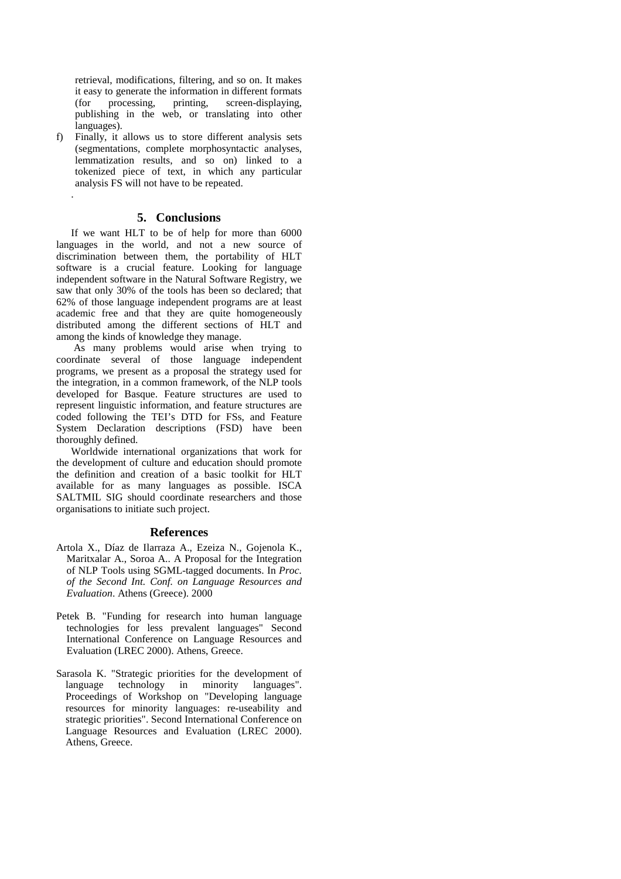retrieval, modifications, filtering, and so on. It makes it easy to generate the information in different formats (for processing, printing, screen-displaying, publishing in the web, or translating into other languages).

f) Finally, it allows us to store different analysis sets (segmentations, complete morphosyntactic analyses, lemmatization results, and so on) linked to a tokenized piece of text, in which any particular analysis FS will not have to be repeated.

.

## 5. Conclusions

If we want HLT to be of help for more than 6000 languages in the world, and not a new source of discrimination between them, the portability of HLT software is a crucial feature. Looking for language independent software in the Natural Software Registry, we saw that only 30% of the tools has been so declared; that 62% of those language independent programs are at least academic free and that they are quite homogeneously distributed among the different sections of HLT and among the kinds of knowledge they manage.

As many problems would arise when trying to coordinate several of those language independent programs, we present as a proposal the strategy used for the integration, in a common framework, of the NLP tools developed for Basque. Feature structures are used to represent linguistic information, and feature structures are coded following the TEI's DTD for FSs, and Feature System Declaration descriptions (FSD) have been thoroughly defined.

Worldwide international organizations that work for the development of culture and education should promote the definition and creation of a basic toolkit for HLT available for as many languages as possible. ISCA SALTMIL SIG should coordinate researchers and those organisations to initiate such project.

## References

Artola X., Díaz de Ilarraza A., Ezeiza N., Gojenola K., Maritxalar A., Soroa A.. A Proposal for the Integration of NLP Tools using SGML-tagged documents. In *Proc. of the Second Int. Conf. on Language Resources and Evaluation*. Athens (Greece). 2000

Petek B. "Funding for research into human language technologies for less prevalent languages" Second International Conference on Language Resources and Evaluation (LREC 2000). Athens, Greece.

Sarasola K. "Strategic priorities for the development of language technology in minority languages". Proceedings of Workshop on "Developing language resources for minority languages: re-useability and strategic priorities". Second International Conference on Language Resources and Evaluation (LREC 2000). Athens, Greece.